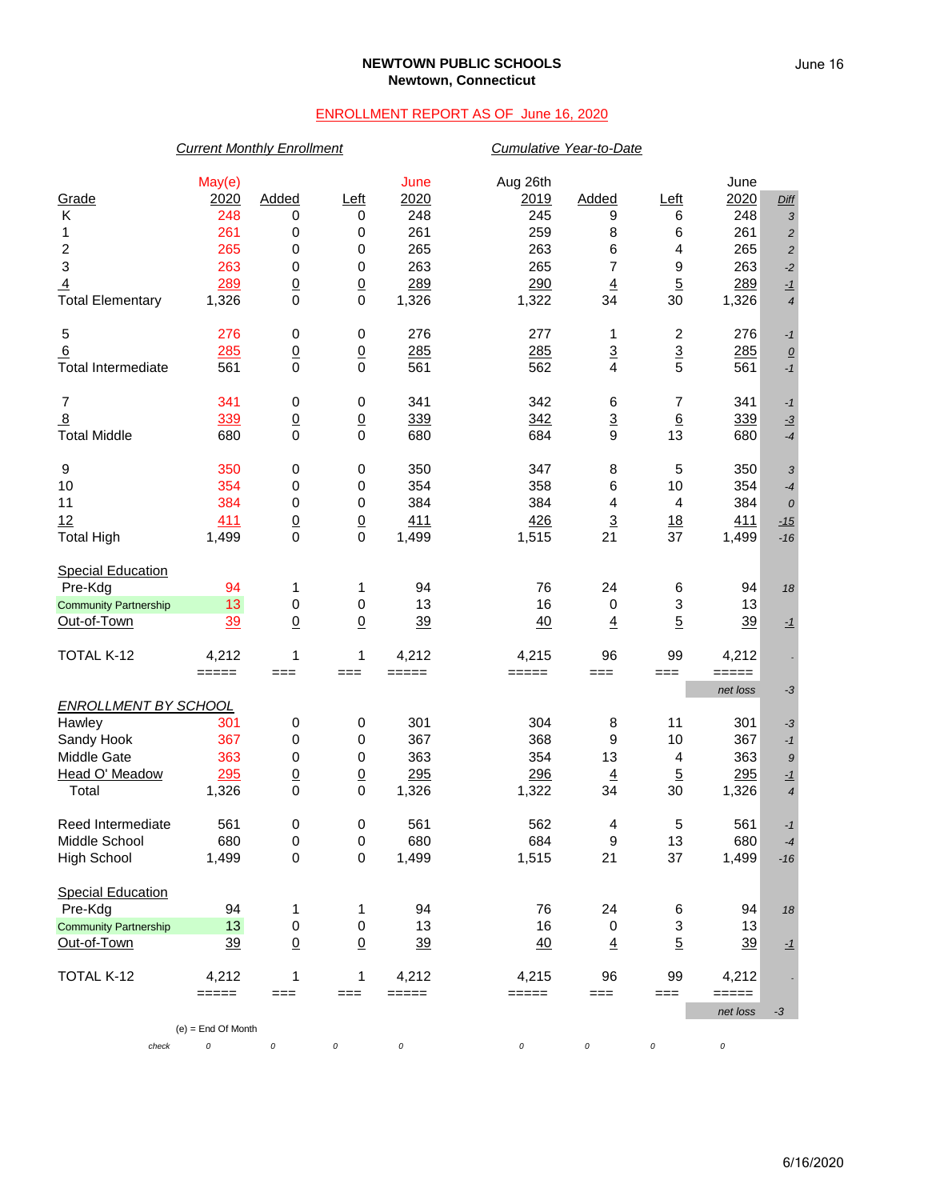**NEWTOWN PUBLIC SCHOOLS**
**Newtown, Connecticut**

ENROLLMENT REPORT AS OF June 16, 2020

| | *Current Monthly Enrollment* | | | | *Cumulative Year-to-Date* | | | | |
|---|---|---|---|---|---|---|---|---|---|
| Grade | May(e) 2020 | Added | Left | June 2020 | Aug 26th 2019 | Added | Left | June 2020 | Diff |
| K | 248 | 0 | 0 | 248 | 245 | 9 | 6 | 248 | 3 |
| 1 | 261 | 0 | 0 | 261 | 259 | 8 | 6 | 261 | 2 |
| 2 | 265 | 0 | 0 | 265 | 263 | 6 | 4 | 265 | 2 |
| 3 | 263 | 0 | 0 | 263 | 265 | 7 | 9 | 263 | -2 |
| 4 | 289 | 0 | 0 | 289 | 290 | 4 | 5 | 289 | -1 |
| Total Elementary | 1,326 | 0 | 0 | 1,326 | 1,322 | 34 | 30 | 1,326 | 4 |
| 5 | 276 | 0 | 0 | 276 | 277 | 1 | 2 | 276 | -1 |
| 6 | 285 | 0 | 0 | 285 | 285 | 3 | 3 | 285 | 0 |
| Total Intermediate | 561 | 0 | 0 | 561 | 562 | 4 | 5 | 561 | -1 |
| 7 | 341 | 0 | 0 | 341 | 342 | 6 | 7 | 341 | -1 |
| 8 | 339 | 0 | 0 | 339 | 342 | 3 | 6 | 339 | -3 |
| Total Middle | 680 | 0 | 0 | 680 | 684 | 9 | 13 | 680 | -4 |
| 9 | 350 | 0 | 0 | 350 | 347 | 8 | 5 | 350 | 3 |
| 10 | 354 | 0 | 0 | 354 | 358 | 6 | 10 | 354 | -4 |
| 11 | 384 | 0 | 0 | 384 | 384 | 4 | 4 | 384 | 0 |
| 12 | 411 | 0 | 0 | 411 | 426 | 3 | 18 | 411 | -15 |
| Total High | 1,499 | 0 | 0 | 1,499 | 1,515 | 21 | 37 | 1,499 | -16 |
| **Special Education** | | | | | | | | | |
| Pre-Kdg | 94 | 1 | 1 | 94 | 76 | 24 | 6 | 94 | 18 |
| Community Partnership | 13 | 0 | 0 | 13 | 16 | 0 | 3 | 13 | |
| Out-of-Town | 39 | 0 | 0 | 39 | 40 | 4 | 5 | 39 | -1 |
| TOTAL K-12 | 4,212 | 1 | 1 | 4,212 | 4,215 | 96 | 99 | 4,212 | - |
| | | | | | | | | net loss | -3 |

| *ENROLLMENT BY SCHOOL* | May(e) 2020 | Added | Left | June 2020 | Aug 26th 2019 | Added | Left | June 2020 | Diff |
|---|---|---|---|---|---|---|---|---|---|
| Hawley | 301 | 0 | 0 | 301 | 304 | 8 | 11 | 301 | -3 |
| Sandy Hook | 367 | 0 | 0 | 367 | 368 | 9 | 10 | 367 | -1 |
| Middle Gate | 363 | 0 | 0 | 363 | 354 | 13 | 4 | 363 | 9 |
| Head O' Meadow | 295 | 0 | 0 | 295 | 296 | 4 | 5 | 295 | -1 |
| Total | 1,326 | 0 | 0 | 1,326 | 1,322 | 34 | 30 | 1,326 | 4 |
| Reed Intermediate | 561 | 0 | 0 | 561 | 562 | 4 | 5 | 561 | -1 |
| Middle School | 680 | 0 | 0 | 680 | 684 | 9 | 13 | 680 | -4 |
| High School | 1,499 | 0 | 0 | 1,499 | 1,515 | 21 | 37 | 1,499 | -16 |
| **Special Education** | | | | | | | | | |
| Pre-Kdg | 94 | 1 | 1 | 94 | 76 | 24 | 6 | 94 | 18 |
| Community Partnership | 13 | 0 | 0 | 13 | 16 | 0 | 3 | 13 | |
| Out-of-Town | 39 | 0 | 0 | 39 | 40 | 4 | 5 | 39 | -1 |
| TOTAL K-12 | 4,212 | 1 | 1 | 4,212 | 4,215 | 96 | 99 | 4,212 | - |
| | | | | | | | | net loss | -3 |
| *check* | 0 | 0 | 0 | 0 | 0 | 0 | 0 | 0 | |

(e) = End Of Month

6/16/2020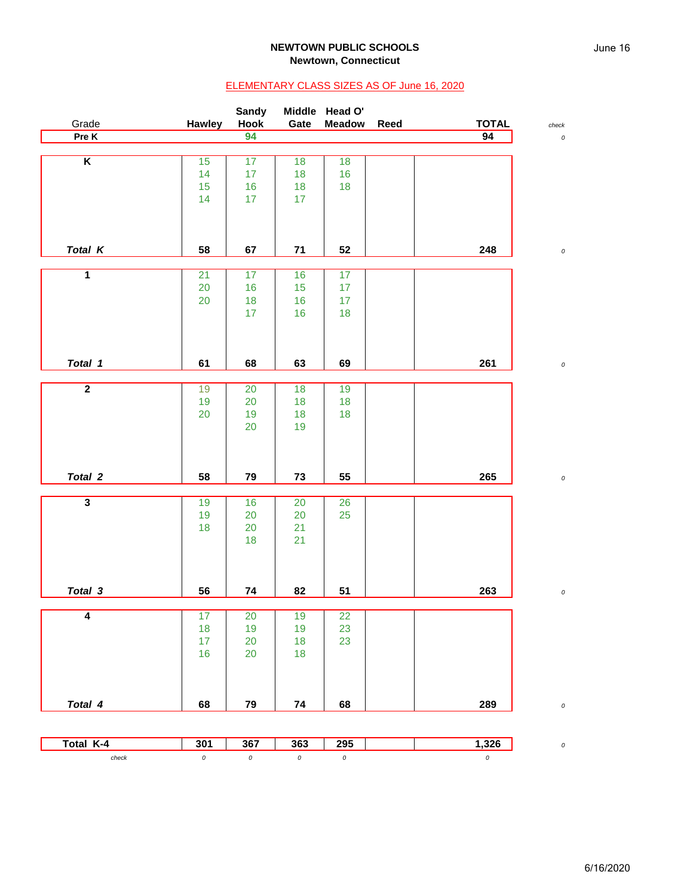**NEWTOWN PUBLIC SCHOOLS**
**Newtown, Connecticut**

ELEMENTARY CLASS SIZES AS OF June 16, 2020

| Grade | Hawley | Sandy Hook | Middle Gate | Head O' Meadow | Reed | TOTAL | check |
|---|---|---|---|---|---|---|---|
| **Pre K** | | 94 | | | | **94** | 0 |
| **K** | 15 | 17 | 18 | 18 | | | |
| | 14 | 17 | 18 | 16 | | | |
| | 15 | 16 | 18 | 18 | | | |
| | 14 | 17 | 17 | | | | |
| ***Total K*** | **58** | **67** | **71** | **52** | | **248** | 0 |
| **1** | 21 | 17 | 16 | 17 | | | |
| | 20 | 16 | 15 | 17 | | | |
| | 20 | 18 | 16 | 17 | | | |
| | | 17 | 16 | 18 | | | |
| ***Total 1*** | **61** | **68** | **63** | **69** | | **261** | 0 |
| **2** | 19 | 20 | 18 | 19 | | | |
| | 19 | 20 | 18 | 18 | | | |
| | 20 | 19 | 18 | 18 | | | |
| | | 20 | 19 | | | | |
| ***Total 2*** | **58** | **79** | **73** | **55** | | **265** | 0 |
| **3** | 19 | 16 | 20 | 26 | | | |
| | 19 | 20 | 20 | 25 | | | |
| | 18 | 20 | 21 | | | | |
| | | 18 | 21 | | | | |
| ***Total 3*** | **56** | **74** | **82** | **51** | | **263** | 0 |
| **4** | 17 | 20 | 19 | 22 | | | |
| | 18 | 19 | 19 | 23 | | | |
| | 17 | 20 | 18 | 23 | | | |
| | 16 | 20 | 18 | | | | |
| ***Total 4*** | **68** | **79** | **74** | **68** | | **289** | 0 |
| **Total K-4** | **301** | **367** | **363** | **295** | | **1,326** | 0 |
| *check* | *0* | *0* | *0* | *0* | | *0* | |

6/16/2020